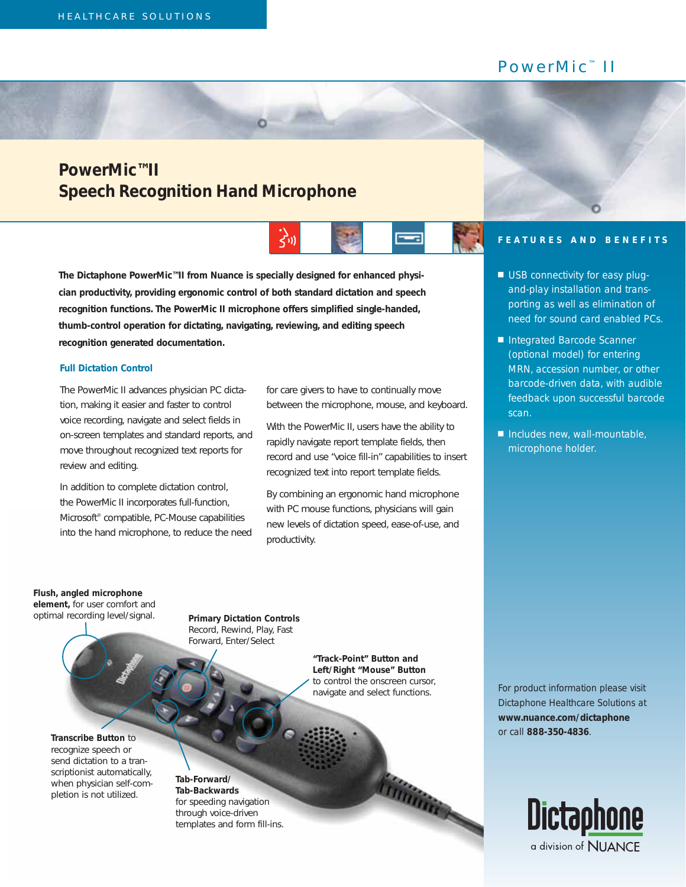HEALTHCARE SOLUTIONS

PowerMic™ II

# PowerMic™II
## Speech Recognition Hand Microphone

**The Dictaphone PowerMic™II from Nuance is specially designed for enhanced physician productivity, providing ergonomic control of both standard dictation and speech recognition functions. The PowerMic II microphone offers simplified single-handed, thumb-control operation for dictating, navigating, reviewing, and editing speech recognition generated documentation.**

### Full Dictation Control

The PowerMic II advances physician PC dictation, making it easier and faster to control voice recording, navigate and select fields in on-screen templates and standard reports, and move throughout recognized text reports for review and editing.

In addition to complete dictation control, the PowerMic II incorporates full-function, Microsoft® compatible, PC-Mouse capabilities into the hand microphone, to reduce the need for care givers to have to continually move between the microphone, mouse, and keyboard.

With the PowerMic II, users have the ability to rapidly navigate report template fields, then record and use "voice fill-in" capabilities to insert recognized text into report template fields.

By combining an ergonomic hand microphone with PC mouse functions, physicians will gain new levels of dictation speed, ease-of-use, and productivity.

**Flush, angled microphone element,** for user comfort and optimal recording level/signal.

**Primary Dictation Controls** Record, Rewind, Play, Fast Forward, Enter/Select

**"Track-Point" Button and Left/Right "Mouse" Button** to control the onscreen cursor, navigate and select functions.

**Transcribe Button** to recognize speech or send dictation to a transcriptionist automatically, when physician self-completion is not utilized.

**Tab-Forward/ Tab-Backwards** for speeding navigation through voice-driven templates and form fill-ins.

### FEATURES AND BENEFITS

- USB connectivity for easy plug-and-play installation and transporting as well as elimination of need for sound card enabled PCs.
- Integrated Barcode Scanner (optional model) for entering MRN, accession number, or other barcode-driven data, with audible feedback upon successful barcode scan.
- Includes new, wall-mountable, microphone holder.

For product information please visit Dictaphone Healthcare Solutions at **www.nuance.com/dictaphone** or call **888-350-4836**.

Dictaphone
a division of NUANCE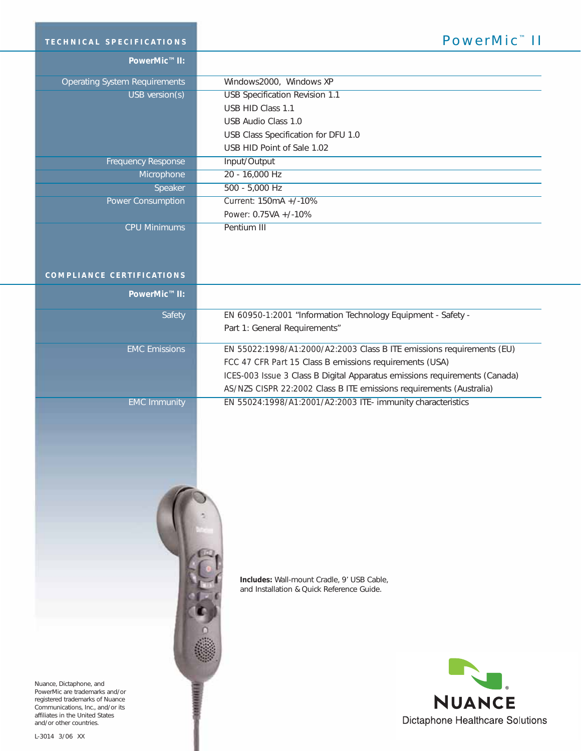# PowerMic™ II

## TECHNICAL SPECIFICATIONS

| PowerMic™ II: | |
|---|---|
| Operating System Requirements | Windows2000, Windows XP |
| USB version(s) | USB Specification Revision 1.1<br>USB HID Class 1.1<br>USB Audio Class 1.0<br>USB Class Specification for DFU 1.0<br>USB HID Point of Sale 1.02 |
| Frequency Response | Input/Output |
| Microphone | 20 - 16,000 Hz |
| Speaker | 500 - 5,000 Hz |
| Power Consumption | Current: 150mA +/-10%<br>Power: 0.75VA +/-10% |
| CPU Minimums | Pentium III |

## COMPLIANCE CERTIFICATIONS

| PowerMic™ II: | |
|---|---|
| Safety | EN 60950-1:2001 "Information Technology Equipment - Safety - Part 1: General Requirements" |
| EMC Emissions | EN 55022:1998/A1:2000/A2:2003 Class B ITE emissions requirements (EU)<br>FCC 47 CFR Part 15 Class B emissions requirements (USA)<br>ICES-003 Issue 3 Class B Digital Apparatus emissions requirements (Canada)<br>AS/NZS CISPR 22:2002 Class B ITE emissions requirements (Australia) |
| EMC Immunity | EN 55024:1998/A1:2001/A2:2003 ITE- immunity characteristics |

**Includes:** Wall-mount Cradle, 9' USB Cable, and Installation & Quick Reference Guide.

Nuance, Dictaphone, and PowerMic are trademarks and/or registered trademarks of Nuance Communications, Inc., and/or its affiliates in the United States and/or other countries.

L-3014 3/06 XX

NUANCE®

Dictaphone Healthcare Solutions